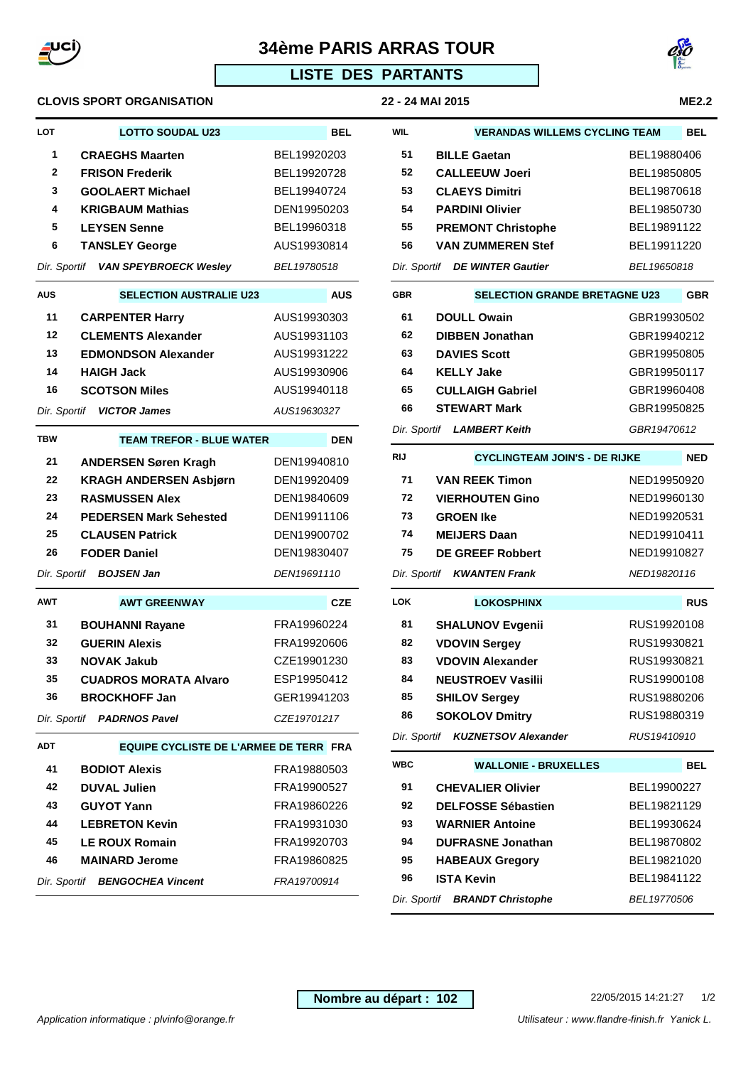# 34ème PARIS ARRAS TOUR

## LISTE DES PARTANTS

**CLOVIS SPORT ORGANISATION** — **22 - 24 MAI 2015** — **ME2.2**

| LOT | LOTTO SOUDAL U23 | BEL |
|---|---|---|
| 1 | **CRAEGHS Maarten** | BEL19920203 |
| 2 | **FRISON Frederik** | BEL19920728 |
| 3 | **GOOLAERT Michael** | BEL19940724 |
| 4 | **KRIGBAUM Mathias** | DEN19950203 |
| 5 | **LEYSEN Senne** | BEL19960318 |
| 6 | **TANSLEY George** | AUS19930814 |
| *Dir. Sportif* | ***VAN SPEYBROECK Wesley*** | *BEL19780518* |

| AUS | SELECTION AUSTRALIE U23 | AUS |
|---|---|---|
| 11 | **CARPENTER Harry** | AUS19930303 |
| 12 | **CLEMENTS Alexander** | AUS19931103 |
| 13 | **EDMONDSON Alexander** | AUS19931222 |
| 14 | **HAIGH Jack** | AUS19930906 |
| 16 | **SCOTSON Miles** | AUS19940118 |
| *Dir. Sportif* | ***VICTOR James*** | *AUS19630327* |

| TBW | TEAM TREFOR - BLUE WATER | DEN |
|---|---|---|
| 21 | **ANDERSEN Søren Kragh** | DEN19940810 |
| 22 | **KRAGH ANDERSEN Asbjørn** | DEN19920409 |
| 23 | **RASMUSSEN Alex** | DEN19840609 |
| 24 | **PEDERSEN Mark Sehested** | DEN19911106 |
| 25 | **CLAUSEN Patrick** | DEN19900702 |
| 26 | **FODER Daniel** | DEN19830407 |
| *Dir. Sportif* | ***BOJSEN Jan*** | *DEN19691110* |

| AWT | AWT GREENWAY | CZE |
|---|---|---|
| 31 | **BOUHANNI Rayane** | FRA19960224 |
| 32 | **GUERIN Alexis** | FRA19920606 |
| 33 | **NOVAK Jakub** | CZE19901230 |
| 35 | **CUADROS MORATA Alvaro** | ESP19950412 |
| 36 | **BROCKHOFF Jan** | GER19941203 |
| *Dir. Sportif* | ***PADRNOS Pavel*** | *CZE19701217* |

| ADT | EQUIPE CYCLISTE DE L'ARMEE DE TERR | FRA |
|---|---|---|
| 41 | **BODIOT Alexis** | FRA19880503 |
| 42 | **DUVAL Julien** | FRA19900527 |
| 43 | **GUYOT Yann** | FRA19860226 |
| 44 | **LEBRETON Kevin** | FRA19931030 |
| 45 | **LE ROUX Romain** | FRA19920703 |
| 46 | **MAINARD Jerome** | FRA19860825 |
| *Dir. Sportif* | ***BENGOCHEA Vincent*** | *FRA19700914* |

| WIL | VERANDAS WILLEMS CYCLING TEAM | BEL |
|---|---|---|
| 51 | **BILLE Gaetan** | BEL19880406 |
| 52 | **CALLEEUW Joeri** | BEL19850805 |
| 53 | **CLAEYS Dimitri** | BEL19870618 |
| 54 | **PARDINI Olivier** | BEL19850730 |
| 55 | **PREMONT Christophe** | BEL19891122 |
| 56 | **VAN ZUMMEREN Stef** | BEL19911220 |
| *Dir. Sportif* | ***DE WINTER Gautier*** | *BEL19650818* |

| GBR | SELECTION GRANDE BRETAGNE U23 | GBR |
|---|---|---|
| 61 | **DOULL Owain** | GBR19930502 |
| 62 | **DIBBEN Jonathan** | GBR19940212 |
| 63 | **DAVIES Scott** | GBR19950805 |
| 64 | **KELLY Jake** | GBR19950117 |
| 65 | **CULLAIGH Gabriel** | GBR19960408 |
| 66 | **STEWART Mark** | GBR19950825 |
| *Dir. Sportif* | ***LAMBERT Keith*** | *GBR19470612* |

| RIJ | CYCLINGTEAM JOIN'S - DE RIJKE | NED |
|---|---|---|
| 71 | **VAN REEK Timon** | NED19950920 |
| 72 | **VIERHOUTEN Gino** | NED19960130 |
| 73 | **GROEN Ike** | NED19920531 |
| 74 | **MEIJERS Daan** | NED19910411 |
| 75 | **DE GREEF Robbert** | NED19910827 |
| *Dir. Sportif* | ***KWANTEN Frank*** | *NED19820116* |

| LOK | LOKOSPHINX | RUS |
|---|---|---|
| 81 | **SHALUNOV Evgenii** | RUS19920108 |
| 82 | **VDOVIN Sergey** | RUS19930821 |
| 83 | **VDOVIN Alexander** | RUS19930821 |
| 84 | **NEUSTROEV Vasilii** | RUS19900108 |
| 85 | **SHILOV Sergey** | RUS19880206 |
| 86 | **SOKOLOV Dmitry** | RUS19880319 |
| *Dir. Sportif* | ***KUZNETSOV Alexander*** | *RUS19410910* |

| WBC | WALLONIE - BRUXELLES | BEL |
|---|---|---|
| 91 | **CHEVALIER Olivier** | BEL19900227 |
| 92 | **DELFOSSE Sébastien** | BEL19821129 |
| 93 | **WARNIER Antoine** | BEL19930624 |
| 94 | **DUFRASNE Jonathan** | BEL19870802 |
| 95 | **HABEAUX Gregory** | BEL19821020 |
| 96 | **ISTA Kevin** | BEL19841122 |
| *Dir. Sportif* | ***BRANDT Christophe*** | *BEL19770506* |

**Nombre au départ : 102**

22/05/2015 14:21:27

*Application informatique : plvinfo@orange.fr*

*Utilisateur : www.flandre-finish.fr Yanick L.*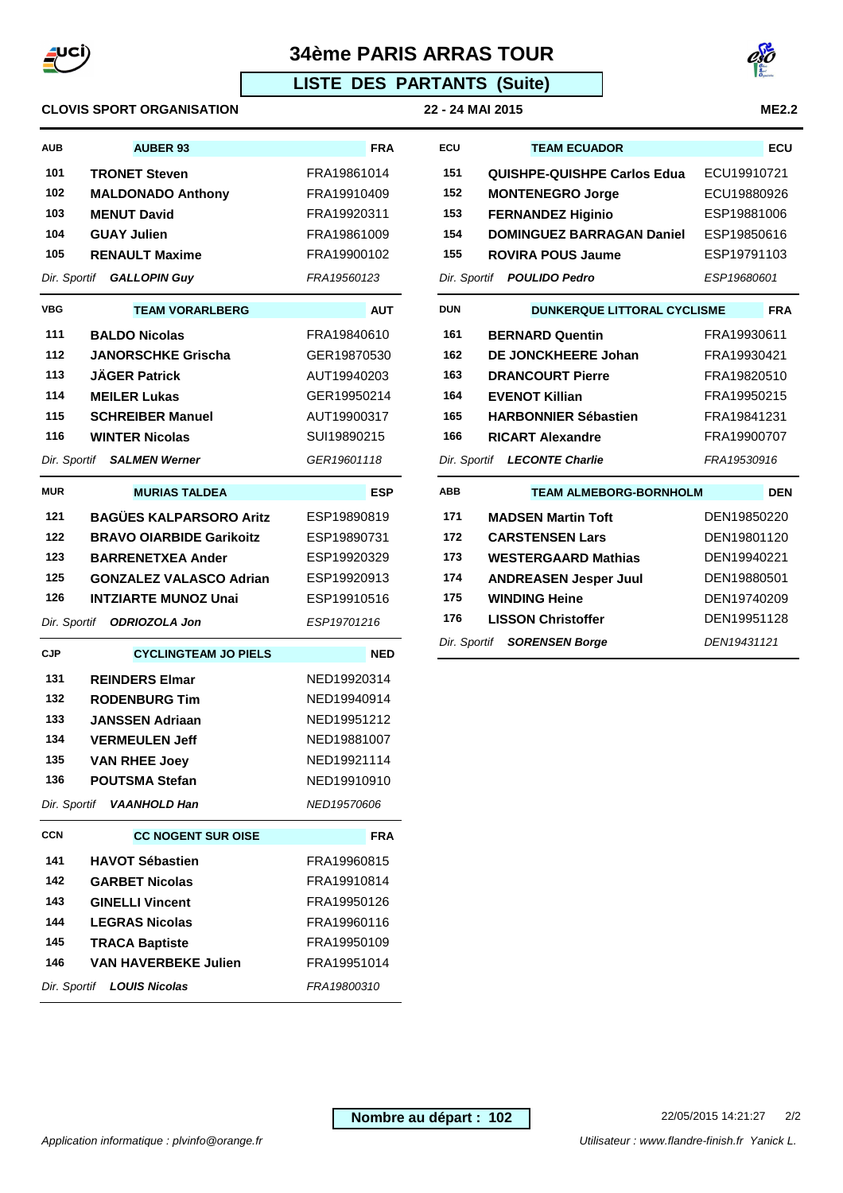# 34ème PARIS ARRAS TOUR

## LISTE DES PARTANTS (Suite)

**CLOVIS SPORT ORGANISATION** — **22 - 24 MAI 2015** — **ME2.2**

| | | |
|---|---|---|
| **AUB** | **AUBER 93** | **FRA** |
| **101** | **TRONET Steven** | FRA19861014 |
| **102** | **MALDONADO Anthony** | FRA19910409 |
| **103** | **MENUT David** | FRA19920311 |
| **104** | **GUAY Julien** | FRA19861009 |
| **105** | **RENAULT Maxime** | FRA19900102 |
| *Dir. Sportif* | ***GALLOPIN Guy*** | *FRA19560123* |

| | | |
|---|---|---|
| **VBG** | **TEAM VORARLBERG** | **AUT** |
| **111** | **BALDO Nicolas** | FRA19840610 |
| **112** | **JANORSCHKE Grischa** | GER19870530 |
| **113** | **JÄGER Patrick** | AUT19940203 |
| **114** | **MEILER Lukas** | GER19950214 |
| **115** | **SCHREIBER Manuel** | AUT19900317 |
| **116** | **WINTER Nicolas** | SUI19890215 |
| *Dir. Sportif* | ***SALMEN Werner*** | *GER19601118* |

| | | |
|---|---|---|
| **MUR** | **MURIAS TALDEA** | **ESP** |
| **121** | **BAGÜES KALPARSORO Aritz** | ESP19890819 |
| **122** | **BRAVO OIARBIDE Garikoitz** | ESP19890731 |
| **123** | **BARRENETXEA Ander** | ESP19920329 |
| **125** | **GONZALEZ VALASCO Adrian** | ESP19920913 |
| **126** | **INTZIARTE MUNOZ Unai** | ESP19910516 |
| *Dir. Sportif* | ***ODRIOZOLA Jon*** | *ESP19701216* |

| | | |
|---|---|---|
| **CJP** | **CYCLINGTEAM JO PIELS** | **NED** |
| **131** | **REINDERS Elmar** | NED19920314 |
| **132** | **RODENBURG Tim** | NED19940914 |
| **133** | **JANSSEN Adriaan** | NED19951212 |
| **134** | **VERMEULEN Jeff** | NED19881007 |
| **135** | **VAN RHEE Joey** | NED19921114 |
| **136** | **POUTSMA Stefan** | NED19910910 |
| *Dir. Sportif* | ***VAANHOLD Han*** | *NED19570606* |

| | | |
|---|---|---|
| **CCN** | **CC NOGENT SUR OISE** | **FRA** |
| **141** | **HAVOT Sébastien** | FRA19960815 |
| **142** | **GARBET Nicolas** | FRA19910814 |
| **143** | **GINELLI Vincent** | FRA19950126 |
| **144** | **LEGRAS Nicolas** | FRA19960116 |
| **145** | **TRACA Baptiste** | FRA19950109 |
| **146** | **VAN HAVERBEKE Julien** | FRA19951014 |
| *Dir. Sportif* | ***LOUIS Nicolas*** | *FRA19800310* |

| | | |
|---|---|---|
| **ECU** | **TEAM ECUADOR** | **ECU** |
| **151** | **QUISHPE-QUISHPE Carlos Edua** | ECU19910721 |
| **152** | **MONTENEGRO Jorge** | ECU19880926 |
| **153** | **FERNANDEZ Higinio** | ESP19881006 |
| **154** | **DOMINGUEZ BARRAGAN Daniel** | ESP19850616 |
| **155** | **ROVIRA POUS Jaume** | ESP19791103 |
| *Dir. Sportif* | ***POULIDO Pedro*** | *ESP19680601* |

| | | |
|---|---|---|
| **DUN** | **DUNKERQUE LITTORAL CYCLISME** | **FRA** |
| **161** | **BERNARD Quentin** | FRA19930611 |
| **162** | **DE JONCKHEERE Johan** | FRA19930421 |
| **163** | **DRANCOURT Pierre** | FRA19820510 |
| **164** | **EVENOT Killian** | FRA19950215 |
| **165** | **HARBONNIER Sébastien** | FRA19841231 |
| **166** | **RICART Alexandre** | FRA19900707 |
| *Dir. Sportif* | ***LECONTE Charlie*** | *FRA19530916* |

| | | |
|---|---|---|
| **ABB** | **TEAM ALMEBORG-BORNHOLM** | **DEN** |
| **171** | **MADSEN Martin Toft** | DEN19850220 |
| **172** | **CARSTENSEN Lars** | DEN19801120 |
| **173** | **WESTERGAARD Mathias** | DEN19940221 |
| **174** | **ANDREASEN Jesper Juul** | DEN19880501 |
| **175** | **WINDING Heine** | DEN19740209 |
| **176** | **LISSON Christoffer** | DEN19951128 |
| *Dir. Sportif* | ***SORENSEN Borge*** | *DEN19431121* |

**Nombre au départ : 102**

22/05/2015 14:21:27

*Application informatique : plvinfo@orange.fr*

*Utilisateur : www.flandre-finish.fr Yanick L.*